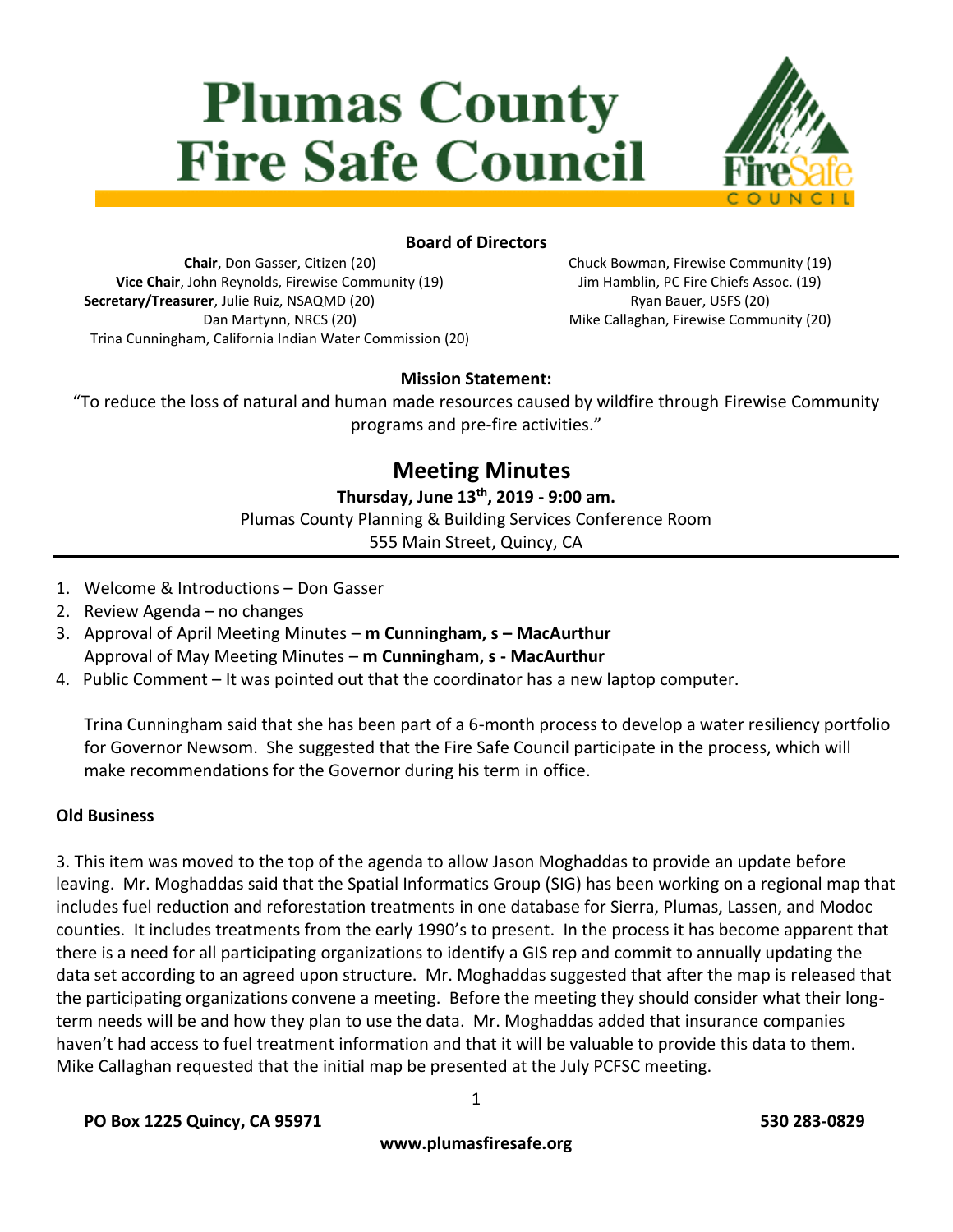# Plumas County Fire Safe Council

**Board of Directors**

**Chair**, Don Gasser, Citizen (20)
**Vice Chair**, John Reynolds, Firewise Community (19)
**Secretary/Treasurer**, Julie Ruiz, NSAQMD (20)
Dan Martynn, NRCS (20)
Trina Cunningham, California Indian Water Commission (20)
Chuck Bowman, Firewise Community (19)
Jim Hamblin, PC Fire Chiefs Assoc. (19)
Ryan Bauer, USFS (20)
Mike Callaghan, Firewise Community (20)

**Mission Statement:**

"To reduce the loss of natural and human made resources caused by wildfire through Firewise Community programs and pre-fire activities."

## Meeting Minutes

**Thursday, June 13th, 2019 - 9:00 am.**
Plumas County Planning & Building Services Conference Room
555 Main Street, Quincy, CA

---

1. Welcome & Introductions – Don Gasser
2. Review Agenda – no changes
3. Approval of April Meeting Minutes – **m Cunningham, s – MacAurthur**
   Approval of May Meeting Minutes – **m Cunningham, s - MacAurthur**
4. Public Comment – It was pointed out that the coordinator has a new laptop computer.

   Trina Cunningham said that she has been part of a 6-month process to develop a water resiliency portfolio for Governor Newsom. She suggested that the Fire Safe Council participate in the process, which will make recommendations for the Governor during his term in office.

**Old Business**

3. This item was moved to the top of the agenda to allow Jason Moghaddas to provide an update before leaving. Mr. Moghaddas said that the Spatial Informatics Group (SIG) has been working on a regional map that includes fuel reduction and reforestation treatments in one database for Sierra, Plumas, Lassen, and Modoc counties. It includes treatments from the early 1990's to present. In the process it has become apparent that there is a need for all participating organizations to identify a GIS rep and commit to annually updating the data set according to an agreed upon structure. Mr. Moghaddas suggested that after the map is released that the participating organizations convene a meeting. Before the meeting they should consider what their long-term needs will be and how they plan to use the data. Mr. Moghaddas added that insurance companies haven't had access to fuel treatment information and that it will be valuable to provide this data to them. Mike Callaghan requested that the initial map be presented at the July PCFSC meeting.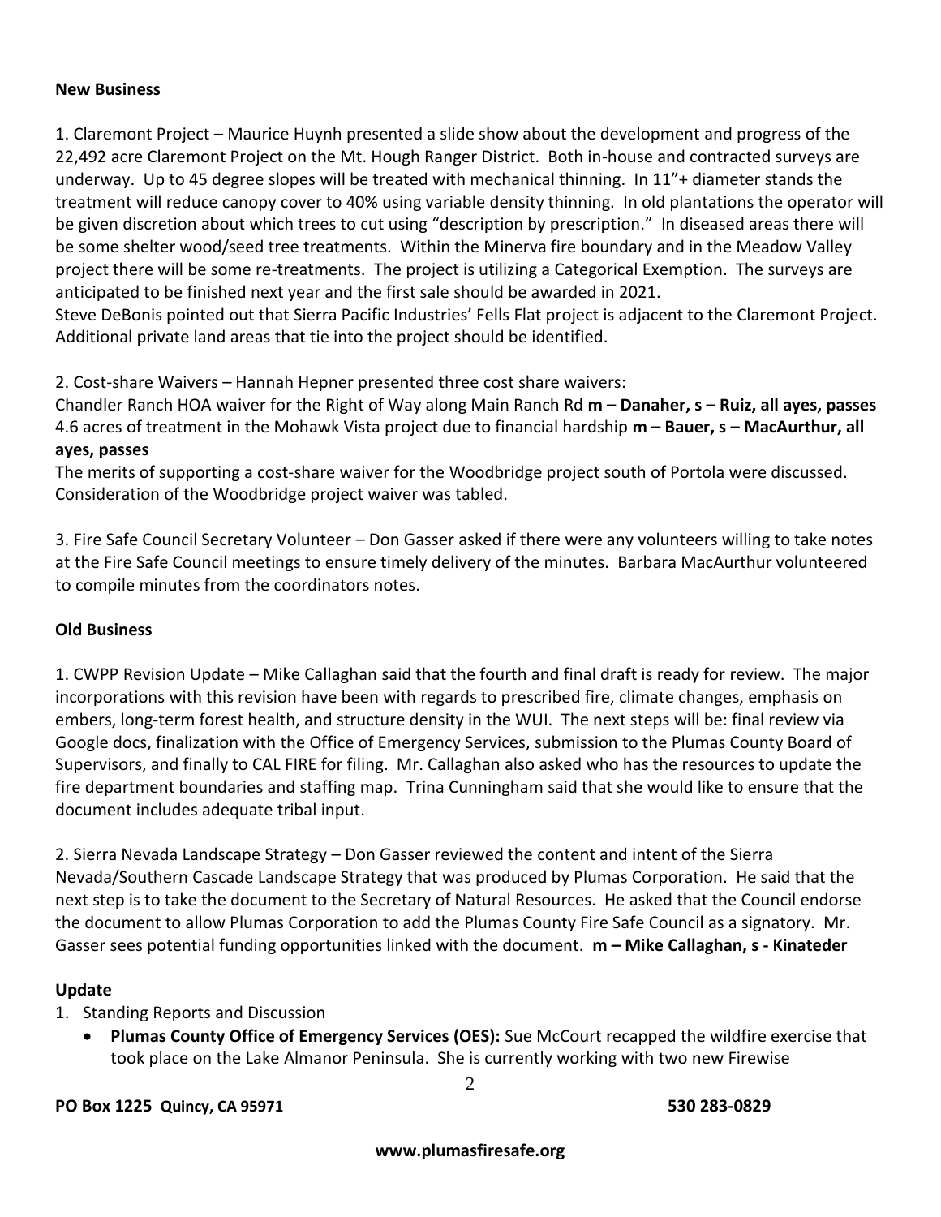**New Business**

1. Claremont Project – Maurice Huynh presented a slide show about the development and progress of the 22,492 acre Claremont Project on the Mt. Hough Ranger District. Both in-house and contracted surveys are underway. Up to 45 degree slopes will be treated with mechanical thinning. In 11"+ diameter stands the treatment will reduce canopy cover to 40% using variable density thinning. In old plantations the operator will be given discretion about which trees to cut using "description by prescription." In diseased areas there will be some shelter wood/seed tree treatments. Within the Minerva fire boundary and in the Meadow Valley project there will be some re-treatments. The project is utilizing a Categorical Exemption. The surveys are anticipated to be finished next year and the first sale should be awarded in 2021.
Steve DeBonis pointed out that Sierra Pacific Industries' Fells Flat project is adjacent to the Claremont Project. Additional private land areas that tie into the project should be identified.

2. Cost-share Waivers – Hannah Hepner presented three cost share waivers:
Chandler Ranch HOA waiver for the Right of Way along Main Ranch Rd **m – Danaher, s – Ruiz, all ayes, passes**
4.6 acres of treatment in the Mohawk Vista project due to financial hardship **m – Bauer, s – MacAurthur, all ayes, passes**
The merits of supporting a cost-share waiver for the Woodbridge project south of Portola were discussed. Consideration of the Woodbridge project waiver was tabled.

3. Fire Safe Council Secretary Volunteer – Don Gasser asked if there were any volunteers willing to take notes at the Fire Safe Council meetings to ensure timely delivery of the minutes. Barbara MacAurthur volunteered to compile minutes from the coordinators notes.

**Old Business**

1. CWPP Revision Update – Mike Callaghan said that the fourth and final draft is ready for review. The major incorporations with this revision have been with regards to prescribed fire, climate changes, emphasis on embers, long-term forest health, and structure density in the WUI. The next steps will be: final review via Google docs, finalization with the Office of Emergency Services, submission to the Plumas County Board of Supervisors, and finally to CAL FIRE for filing. Mr. Callaghan also asked who has the resources to update the fire department boundaries and staffing map. Trina Cunningham said that she would like to ensure that the document includes adequate tribal input.

2. Sierra Nevada Landscape Strategy – Don Gasser reviewed the content and intent of the Sierra Nevada/Southern Cascade Landscape Strategy that was produced by Plumas Corporation. He said that the next step is to take the document to the Secretary of Natural Resources. He asked that the Council endorse the document to allow Plumas Corporation to add the Plumas County Fire Safe Council as a signatory. Mr. Gasser sees potential funding opportunities linked with the document. **m – Mike Callaghan, s - Kinateder**

**Update**

1. Standing Reports and Discussion
   - **Plumas County Office of Emergency Services (OES):** Sue McCourt recapped the wildfire exercise that took place on the Lake Almanor Peninsula. She is currently working with two new Firewise

**PO Box 1225 Quincy, CA 95971** **530 283-0829**

**www.plumasfiresafe.org**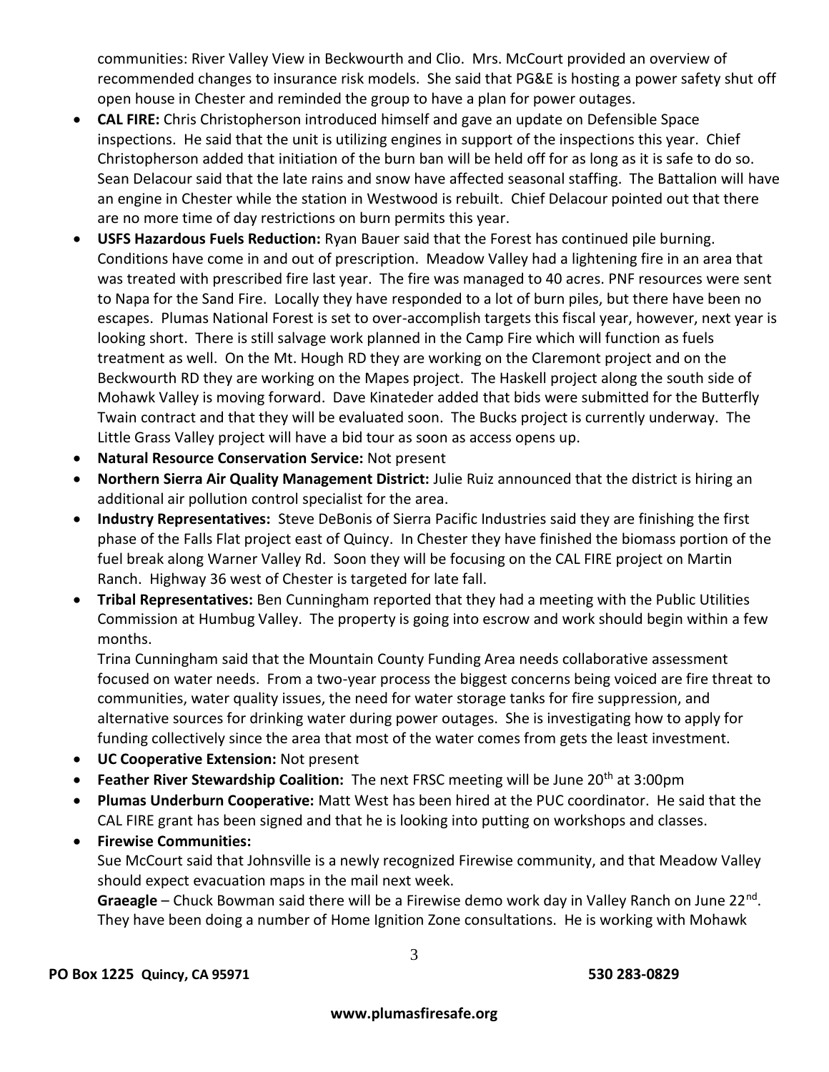communities: River Valley View in Beckwourth and Clio. Mrs. McCourt provided an overview of recommended changes to insurance risk models. She said that PG&E is hosting a power safety shut off open house in Chester and reminded the group to have a plan for power outages.

- **CAL FIRE:** Chris Christopherson introduced himself and gave an update on Defensible Space inspections. He said that the unit is utilizing engines in support of the inspections this year. Chief Christopherson added that initiation of the burn ban will be held off for as long as it is safe to do so. Sean Delacour said that the late rains and snow have affected seasonal staffing. The Battalion will have an engine in Chester while the station in Westwood is rebuilt. Chief Delacour pointed out that there are no more time of day restrictions on burn permits this year.
- **USFS Hazardous Fuels Reduction:** Ryan Bauer said that the Forest has continued pile burning. Conditions have come in and out of prescription. Meadow Valley had a lightening fire in an area that was treated with prescribed fire last year. The fire was managed to 40 acres. PNF resources were sent to Napa for the Sand Fire. Locally they have responded to a lot of burn piles, but there have been no escapes. Plumas National Forest is set to over-accomplish targets this fiscal year, however, next year is looking short. There is still salvage work planned in the Camp Fire which will function as fuels treatment as well. On the Mt. Hough RD they are working on the Claremont project and on the Beckwourth RD they are working on the Mapes project. The Haskell project along the south side of Mohawk Valley is moving forward. Dave Kinateder added that bids were submitted for the Butterfly Twain contract and that they will be evaluated soon. The Bucks project is currently underway. The Little Grass Valley project will have a bid tour as soon as access opens up.
- **Natural Resource Conservation Service:** Not present
- **Northern Sierra Air Quality Management District:** Julie Ruiz announced that the district is hiring an additional air pollution control specialist for the area.
- **Industry Representatives:** Steve DeBonis of Sierra Pacific Industries said they are finishing the first phase of the Falls Flat project east of Quincy. In Chester they have finished the biomass portion of the fuel break along Warner Valley Rd. Soon they will be focusing on the CAL FIRE project on Martin Ranch. Highway 36 west of Chester is targeted for late fall.
- **Tribal Representatives:** Ben Cunningham reported that they had a meeting with the Public Utilities Commission at Humbug Valley. The property is going into escrow and work should begin within a few months.

  Trina Cunningham said that the Mountain County Funding Area needs collaborative assessment focused on water needs. From a two-year process the biggest concerns being voiced are fire threat to communities, water quality issues, the need for water storage tanks for fire suppression, and alternative sources for drinking water during power outages. She is investigating how to apply for funding collectively since the area that most of the water comes from gets the least investment.
- **UC Cooperative Extension:** Not present
- **Feather River Stewardship Coalition:** The next FRSC meeting will be June 20th at 3:00pm
- **Plumas Underburn Cooperative:** Matt West has been hired at the PUC coordinator. He said that the CAL FIRE grant has been signed and that he is looking into putting on workshops and classes.
- **Firewise Communities:**

  Sue McCourt said that Johnsville is a newly recognized Firewise community, and that Meadow Valley should expect evacuation maps in the mail next week.

  **Graeagle** – Chuck Bowman said there will be a Firewise demo work day in Valley Ranch on June 22nd. They have been doing a number of Home Ignition Zone consultations. He is working with Mohawk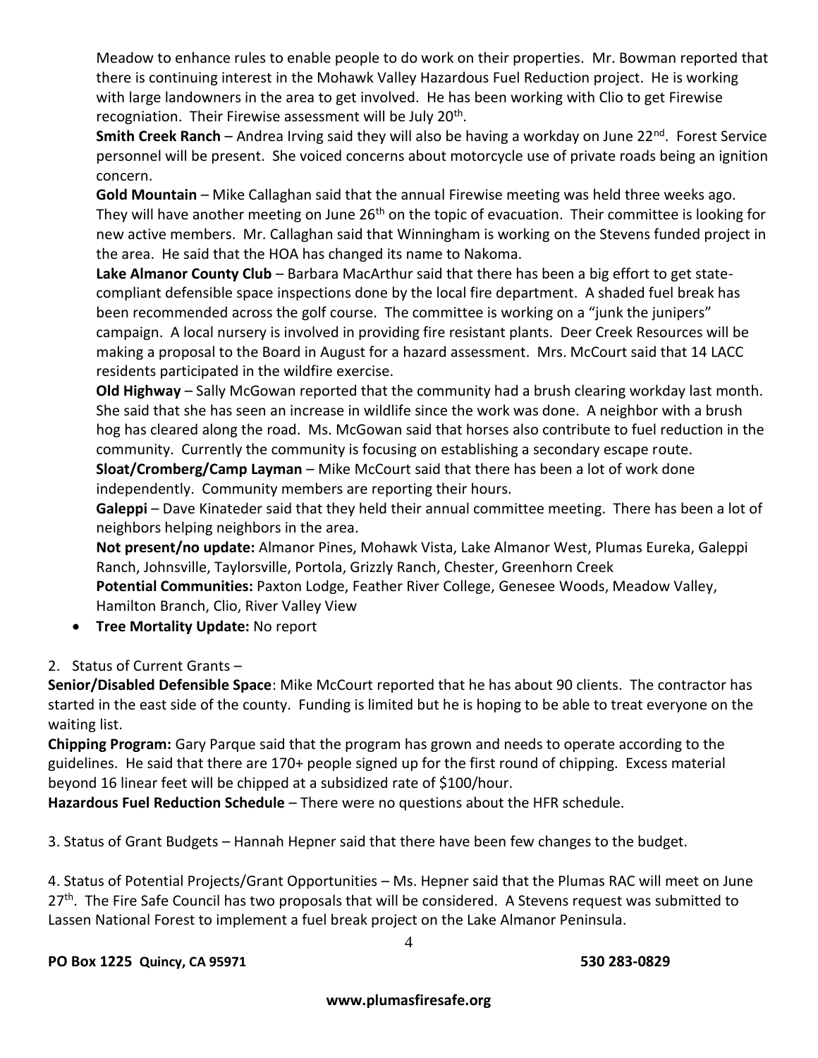Meadow to enhance rules to enable people to do work on their properties. Mr. Bowman reported that there is continuing interest in the Mohawk Valley Hazardous Fuel Reduction project. He is working with large landowners in the area to get involved. He has been working with Clio to get Firewise recogniation. Their Firewise assessment will be July 20th.

**Smith Creek Ranch** – Andrea Irving said they will also be having a workday on June 22nd. Forest Service personnel will be present. She voiced concerns about motorcycle use of private roads being an ignition concern.

**Gold Mountain** – Mike Callaghan said that the annual Firewise meeting was held three weeks ago. They will have another meeting on June 26th on the topic of evacuation. Their committee is looking for new active members. Mr. Callaghan said that Winningham is working on the Stevens funded project in the area. He said that the HOA has changed its name to Nakoma.

**Lake Almanor County Club** – Barbara MacArthur said that there has been a big effort to get state-compliant defensible space inspections done by the local fire department. A shaded fuel break has been recommended across the golf course. The committee is working on a "junk the junipers" campaign. A local nursery is involved in providing fire resistant plants. Deer Creek Resources will be making a proposal to the Board in August for a hazard assessment. Mrs. McCourt said that 14 LACC residents participated in the wildfire exercise.

**Old Highway** – Sally McGowan reported that the community had a brush clearing workday last month. She said that she has seen an increase in wildlife since the work was done. A neighbor with a brush hog has cleared along the road. Ms. McGowan said that horses also contribute to fuel reduction in the community. Currently the community is focusing on establishing a secondary escape route.

**Sloat/Cromberg/Camp Layman** – Mike McCourt said that there has been a lot of work done independently. Community members are reporting their hours.

**Galeppi** – Dave Kinateder said that they held their annual committee meeting. There has been a lot of neighbors helping neighbors in the area.

**Not present/no update:** Almanor Pines, Mohawk Vista, Lake Almanor West, Plumas Eureka, Galeppi Ranch, Johnsville, Taylorsville, Portola, Grizzly Ranch, Chester, Greenhorn Creek

**Potential Communities:** Paxton Lodge, Feather River College, Genesee Woods, Meadow Valley, Hamilton Branch, Clio, River Valley View

- **Tree Mortality Update:** No report

2. Status of Current Grants –

**Senior/Disabled Defensible Space**: Mike McCourt reported that he has about 90 clients. The contractor has started in the east side of the county. Funding is limited but he is hoping to be able to treat everyone on the waiting list.

**Chipping Program:** Gary Parque said that the program has grown and needs to operate according to the guidelines. He said that there are 170+ people signed up for the first round of chipping. Excess material beyond 16 linear feet will be chipped at a subsidized rate of $100/hour.

**Hazardous Fuel Reduction Schedule** – There were no questions about the HFR schedule.

3. Status of Grant Budgets – Hannah Hepner said that there have been few changes to the budget.

4. Status of Potential Projects/Grant Opportunities – Ms. Hepner said that the Plumas RAC will meet on June 27th. The Fire Safe Council has two proposals that will be considered. A Stevens request was submitted to Lassen National Forest to implement a fuel break project on the Lake Almanor Peninsula.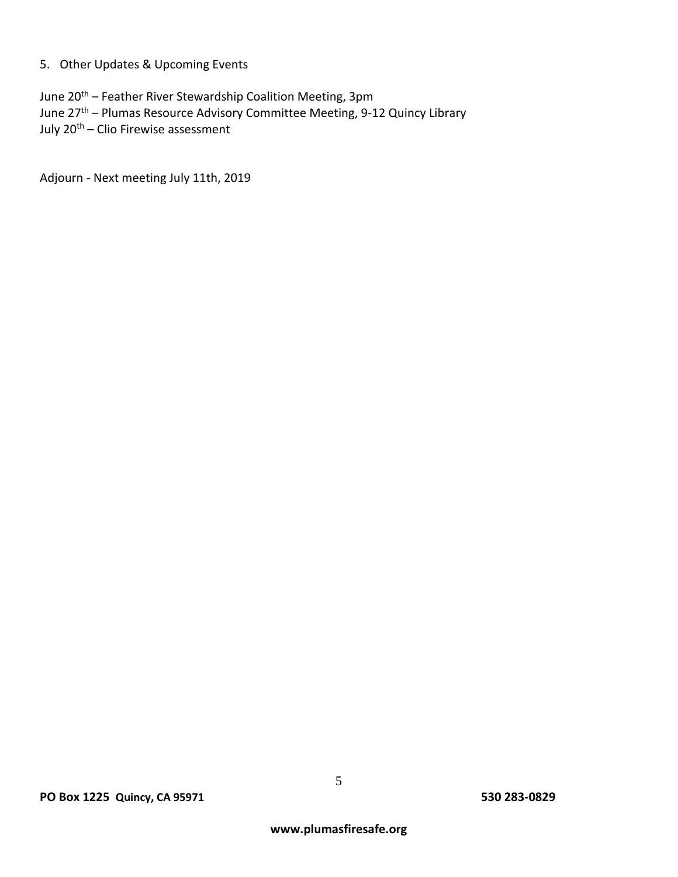5. Other Updates & Upcoming Events

June 20th – Feather River Stewardship Coalition Meeting, 3pm
June 27th – Plumas Resource Advisory Committee Meeting, 9-12 Quincy Library
July 20th – Clio Firewise assessment

Adjourn - Next meeting July 11th, 2019